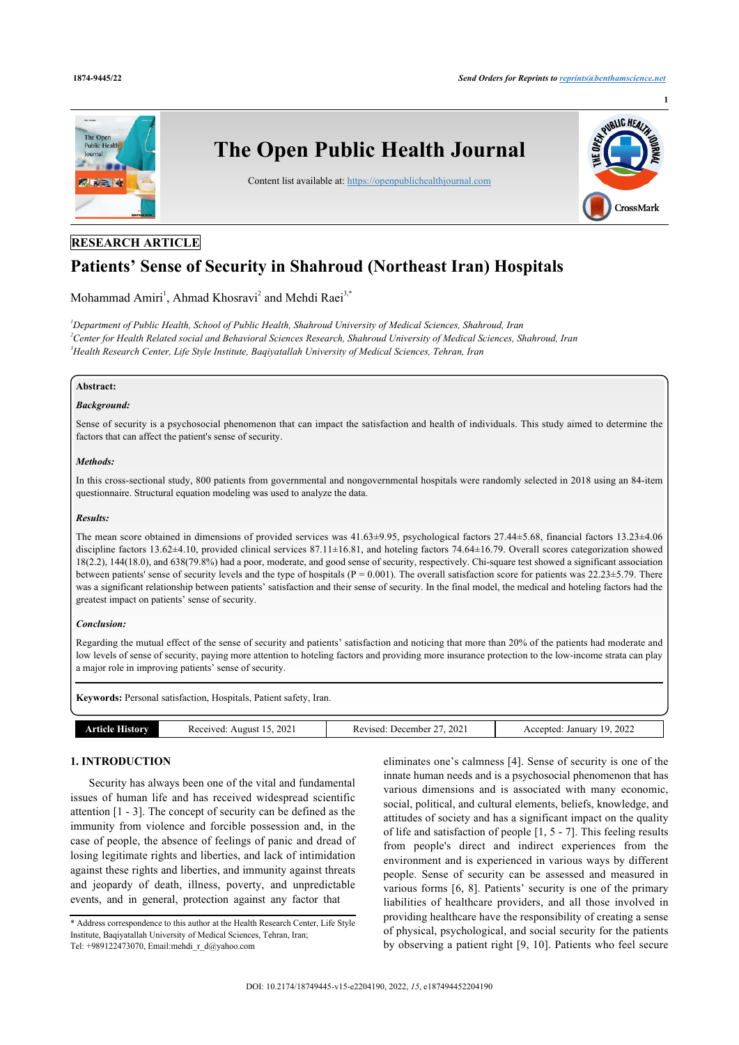RESEARCH ARTICLE

# Patients' Sense of Security in Shahroud (Northeast Iran) Hospitals

Mohammad Amiri[1], Ahmad Khosravi[2] and Mehdi Raei[3,*]

[1]Department of Public Health, School of Public Health, Shahroud University of Medical Sciences, Shahroud, Iran
[2]Center for Health Related social and Behavioral Sciences Research, Shahroud University of Medical Sciences, Shahroud, Iran
[3]Health Research Center, Life Style Institute, Baqiyatallah University of Medical Sciences, Tehran, Iran

**Abstract:**

***Background:***

Sense of security is a psychosocial phenomenon that can impact the satisfaction and health of individuals. This study aimed to determine the factors that can affect the patient's sense of security.

***Methods:***

In this cross-sectional study, 800 patients from governmental and nongovernmental hospitals were randomly selected in 2018 using an 84-item questionnaire. Structural equation modeling was used to analyze the data.

***Results:***

The mean score obtained in dimensions of provided services was 41.63±9.95, psychological factors 27.44±5.68, financial factors 13.23±4.06 discipline factors 13.62±4.10, provided clinical services 87.11±16.81, and hoteling factors 74.64±16.79. Overall scores categorization showed 18(2.2), 144(18.0), and 638(79.8%) had a poor, moderate, and good sense of security, respectively. Chi-square test showed a significant association between patients' sense of security levels and the type of hospitals ($P = 0.001$). The overall satisfaction score for patients was 22.23±5.79. There was a significant relationship between patients' satisfaction and their sense of security. In the final model, the medical and hoteling factors had the greatest impact on patients' sense of security.

***Conclusion:***

Regarding the mutual effect of the sense of security and patients' satisfaction and noticing that more than 20% of the patients had moderate and low levels of sense of security, paying more attention to hoteling factors and providing more insurance protection to the low-income strata can play a major role in improving patients' sense of security.

**Keywords:** Personal satisfaction, Hospitals, Patient safety, Iran.

| Article History | Received: August 15, 2021 | Revised: December 27, 2021 | Accepted: January 19, 2022 |
|---|---|---|---|

## 1. INTRODUCTION

Security has always been one of the vital and fundamental issues of human life and has received widespread scientific attention [1 - 3]. The concept of security can be defined as the immunity from violence and forcible possession and, in the case of people, the absence of feelings of panic and dread of losing legitimate rights and liberties, and lack of intimidation against these rights and liberties, and immunity against threats and jeopardy of death, illness, poverty, and unpredictable events, and in general, protection against any factor that eliminates one's calmness [4]. Sense of security is one of the innate human needs and is a psychosocial phenomenon that has various dimensions and is associated with many economic, social, political, and cultural elements, beliefs, knowledge, and attitudes of society and has a significant impact on the quality of life and satisfaction of people [1, 5 - 7]. This feeling results from people's direct and indirect experiences from the environment and is experienced in various ways by different people. Sense of security can be assessed and measured in various forms [6, 8]. Patients' security is one of the primary liabilities of healthcare providers, and all those involved in providing healthcare have the responsibility of creating a sense of physical, psychological, and social security for the patients by observing a patient right [9, 10]. Patients who feel secure

\* Address correspondence to this author at the Health Research Center, Life Style Institute, Baqiyatallah University of Medical Sciences, Tehran, Iran; Tel: +989122473070, Email:mehdi_r_d@yahoo.com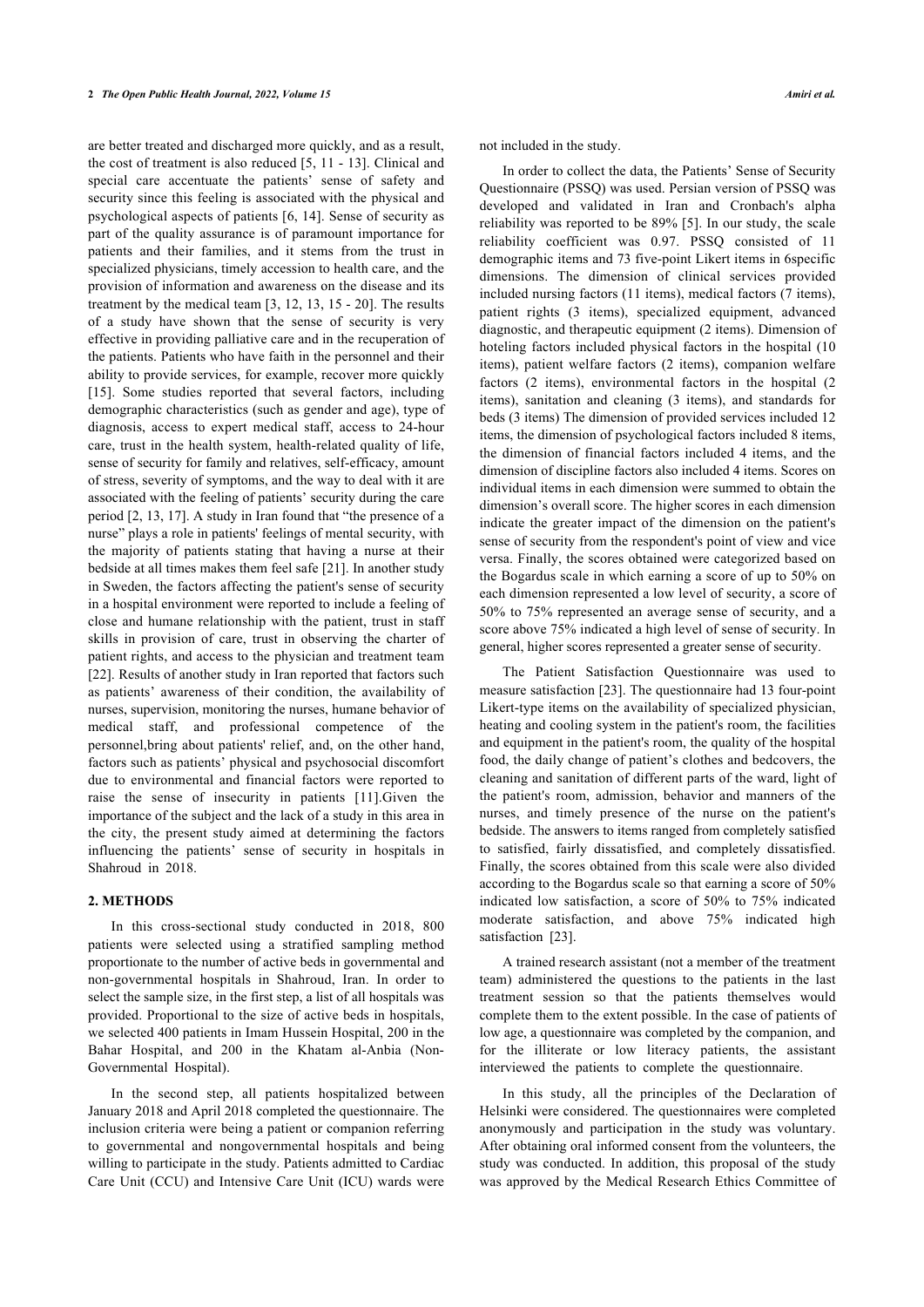are better treated and discharged more quickly, and as a result, the cost of treatment is also reduced [5, 11 - 13]. Clinical and special care accentuate the patients' sense of safety and security since this feeling is associated with the physical and psychological aspects of patients [6, 14]. Sense of security as part of the quality assurance is of paramount importance for patients and their families, and it stems from the trust in specialized physicians, timely accession to health care, and the provision of information and awareness on the disease and its treatment by the medical team [3, 12, 13, 15 - 20]. The results of a study have shown that the sense of security is very effective in providing palliative care and in the recuperation of the patients. Patients who have faith in the personnel and their ability to provide services, for example, recover more quickly [15]. Some studies reported that several factors, including demographic characteristics (such as gender and age), type of diagnosis, access to expert medical staff, access to 24-hour care, trust in the health system, health-related quality of life, sense of security for family and relatives, self-efficacy, amount of stress, severity of symptoms, and the way to deal with it are associated with the feeling of patients' security during the care period [2, 13, 17]. A study in Iran found that "the presence of a nurse" plays a role in patients' feelings of mental security, with the majority of patients stating that having a nurse at their bedside at all times makes them feel safe [21]. In another study in Sweden, the factors affecting the patient's sense of security in a hospital environment were reported to include a feeling of close and humane relationship with the patient, trust in staff skills in provision of care, trust in observing the charter of patient rights, and access to the physician and treatment team [22]. Results of another study in Iran reported that factors such as patients' awareness of their condition, the availability of nurses, supervision, monitoring the nurses, humane behavior of medical staff, and professional competence of the personnel,bring about patients' relief, and, on the other hand, factors such as patients' physical and psychosocial discomfort due to environmental and financial factors were reported to raise the sense of insecurity in patients [11].Given the importance of the subject and the lack of a study in this area in the city, the present study aimed at determining the factors influencing the patients' sense of security in hospitals in Shahroud in 2018.

## 2. METHODS

In this cross-sectional study conducted in 2018, 800 patients were selected using a stratified sampling method proportionate to the number of active beds in governmental and non-governmental hospitals in Shahroud, Iran. In order to select the sample size, in the first step, a list of all hospitals was provided. Proportional to the size of active beds in hospitals, we selected 400 patients in Imam Hussein Hospital, 200 in the Bahar Hospital, and 200 in the Khatam al-Anbia (Non-Governmental Hospital).

In the second step, all patients hospitalized between January 2018 and April 2018 completed the questionnaire. The inclusion criteria were being a patient or companion referring to governmental and nongovernmental hospitals and being willing to participate in the study. Patients admitted to Cardiac Care Unit (CCU) and Intensive Care Unit (ICU) wards were not included in the study.

In order to collect the data, the Patients' Sense of Security Questionnaire (PSSQ) was used. Persian version of PSSQ was developed and validated in Iran and Cronbach's alpha reliability was reported to be 89% [5]. In our study, the scale reliability coefficient was 0.97. PSSQ consisted of 11 demographic items and 73 five-point Likert items in 6specific dimensions. The dimension of clinical services provided included nursing factors (11 items), medical factors (7 items), patient rights (3 items), specialized equipment, advanced diagnostic, and therapeutic equipment (2 items). Dimension of hoteling factors included physical factors in the hospital (10 items), patient welfare factors (2 items), companion welfare factors (2 items), environmental factors in the hospital (2 items), sanitation and cleaning (3 items), and standards for beds (3 items) The dimension of provided services included 12 items, the dimension of psychological factors included 8 items, the dimension of financial factors included 4 items, and the dimension of discipline factors also included 4 items. Scores on individual items in each dimension were summed to obtain the dimension's overall score. The higher scores in each dimension indicate the greater impact of the dimension on the patient's sense of security from the respondent's point of view and vice versa. Finally, the scores obtained were categorized based on the Bogardus scale in which earning a score of up to 50% on each dimension represented a low level of security, a score of 50% to 75% represented an average sense of security, and a score above 75% indicated a high level of sense of security. In general, higher scores represented a greater sense of security.

The Patient Satisfaction Questionnaire was used to measure satisfaction [23]. The questionnaire had 13 four-point Likert-type items on the availability of specialized physician, heating and cooling system in the patient's room, the facilities and equipment in the patient's room, the quality of the hospital food, the daily change of patient's clothes and bedcovers, the cleaning and sanitation of different parts of the ward, light of the patient's room, admission, behavior and manners of the nurses, and timely presence of the nurse on the patient's bedside. The answers to items ranged from completely satisfied to satisfied, fairly dissatisfied, and completely dissatisfied. Finally, the scores obtained from this scale were also divided according to the Bogardus scale so that earning a score of 50% indicated low satisfaction, a score of 50% to 75% indicated moderate satisfaction, and above 75% indicated high satisfaction [23].

A trained research assistant (not a member of the treatment team) administered the questions to the patients in the last treatment session so that the patients themselves would complete them to the extent possible. In the case of patients of low age, a questionnaire was completed by the companion, and for the illiterate or low literacy patients, the assistant interviewed the patients to complete the questionnaire.

In this study, all the principles of the Declaration of Helsinki were considered. The questionnaires were completed anonymously and participation in the study was voluntary. After obtaining oral informed consent from the volunteers, the study was conducted. In addition, this proposal of the study was approved by the Medical Research Ethics Committee of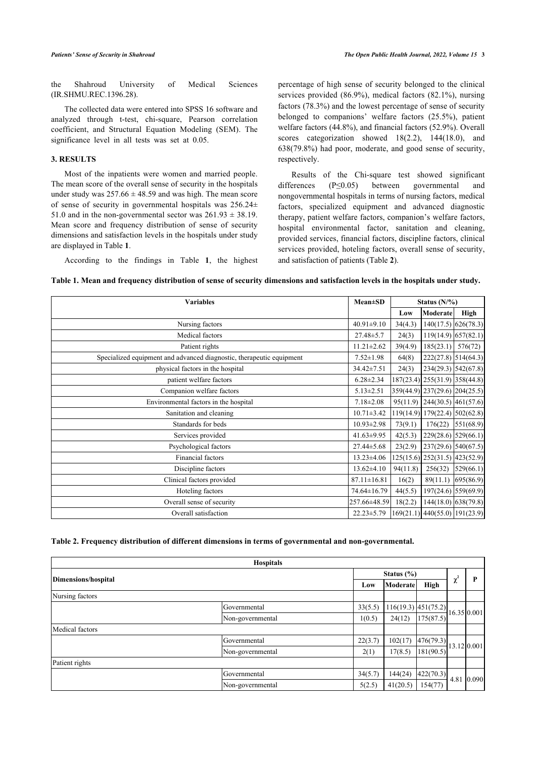the Shahroud University of Medical Sciences (IR.SHMU.REC.1396.28).

The collected data were entered into SPSS 16 software and analyzed through t-test, chi-square, Pearson correlation coefficient, and Structural Equation Modeling (SEM). The significance level in all tests was set at 0.05.

## 3. RESULTS

Most of the inpatients were women and married people. The mean score of the overall sense of security in the hospitals under study was 257.66 ± 48.59 and was high. The mean score of sense of security in governmental hospitals was 256.24± 51.0 and in the non-governmental sector was 261.93 ± 38.19. Mean score and frequency distribution of sense of security dimensions and satisfaction levels in the hospitals under study are displayed in Table **1**.

According to the findings in Table **1**, the highest percentage of high sense of security belonged to the clinical services provided (86.9%), medical factors (82.1%), nursing factors (78.3%) and the lowest percentage of sense of security belonged to companions' welfare factors (25.5%), patient welfare factors (44.8%), and financial factors (52.9%). Overall scores categorization showed 18(2.2), 144(18.0), and 638(79.8%) had poor, moderate, and good sense of security, respectively.

Results of the Chi-square test showed significant differences (P≤0.05) between governmental and nongovernmental hospitals in terms of nursing factors, medical factors, specialized equipment and advanced diagnostic therapy, patient welfare factors, companion's welfare factors, hospital environmental factor, sanitation and cleaning, provided services, financial factors, discipline factors, clinical services provided, hoteling factors, overall sense of security, and satisfaction of patients (Table **2**).

**Table 1. Mean and frequency distribution of sense of security dimensions and satisfaction levels in the hospitals under study.**

| Variables | Mean±SD | Status (N/%) | | |
|---|---|---|---|---|
| | | Low | Moderate | High |
| Nursing factors | 40.91±9.10 | 34(4.3) | 140(17.5) | 626(78.3) |
| Medical factors | 27.48±5.7 | 24(3) | 119(14.9) | 657(82.1) |
| Patient rights | 11.21±2.62 | 39(4.9) | 185(23.1) | 576(72) |
| Specialized equipment and advanced diagnostic, therapeutic equipment | 7.52±1.98 | 64(8) | 222(27.8) | 514(64.3) |
| physical factors in the hospital | 34.42±7.51 | 24(3) | 234(29.3) | 542(67.8) |
| patient welfare factors | 6.28±2.34 | 187(23.4) | 255(31.9) | 358(44.8) |
| Companion welfare factors | 5.13±2.51 | 359(44.9) | 237(29.6) | 204(25.5) |
| Environmental factors in the hospital | 7.18±2.08 | 95(11.9) | 244(30.5) | 461(57.6) |
| Sanitation and cleaning | 10.71±3.42 | 119(14.9) | 179(22.4) | 502(62.8) |
| Standards for beds | 10.93±2.98 | 73(9.1) | 176(22) | 551(68.9) |
| Services provided | 41.63±9.95 | 42(5.3) | 229(28.6) | 529(66.1) |
| Psychological factors | 27.44±5.68 | 23(2.9) | 237(29.6) | 540(67.5) |
| Financial factors | 13.23±4.06 | 125(15.6) | 252(31.5) | 423(52.9) |
| Discipline factors | 13.62±4.10 | 94(11.8) | 256(32) | 529(66.1) |
| Clinical factors provided | 87.11±16.81 | 16(2) | 89(11.1) | 695(86.9) |
| Hoteling factors | 74.64±16.79 | 44(5.5) | 197(24.6) | 559(69.9) |
| Overall sense of security | 257.66±48.59 | 18(2.2) | 144(18.0) | 638(79.8) |
| Overall satisfaction | 22.23±5.79 | 169(21.1) | 440(55.0) | 191(23.9) |

**Table 2. Frequency distribution of different dimensions in terms of governmental and non-governmental.**

| Hospitals | | | | | | |
|---|---|---|---|---|---|---|
| Dimensions/hospital | | Status (%) | | | $\chi^2$ | P |
| | | Low | Moderate | High | | |
| Nursing factors | | | | | | |
| | Governmental | 33(5.5) | 116(19.3) | 451(75.2) | 16.35 | 0.001 |
| | Non-governmental | 1(0.5) | 24(12) | 175(87.5) | | |
| Medical factors | | | | | | |
| | Governmental | 22(3.7) | 102(17) | 476(79.3) | 13.12 | 0.001 |
| | Non-governmental | 2(1) | 17(8.5) | 181(90.5) | | |
| Patient rights | | | | | | |
| | Governmental | 34(5.7) | 144(24) | 422(70.3) | 4.81 | 0.090 |
| | Non-governmental | 5(2.5) | 41(20.5) | 154(77) | | |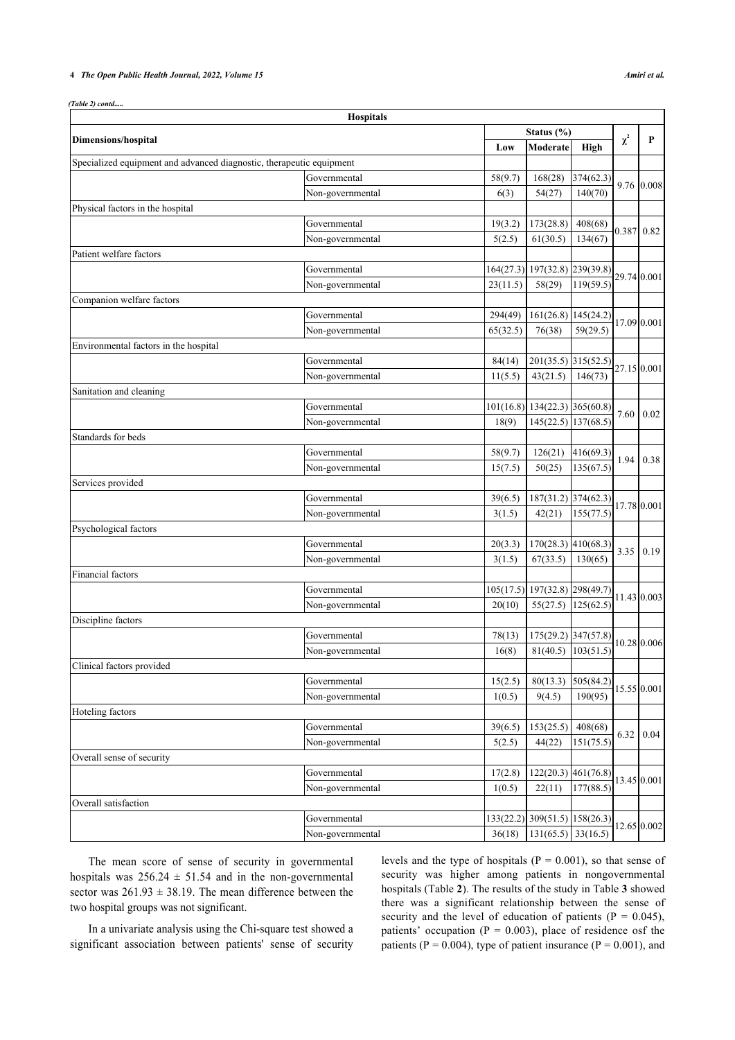*(Table 2) contd.....*

| Hospitals | | | | | | |
|---|---|---|---|---|---|---|
| Dimensions/hospital | | Status (%) | | | $\chi^2$ | P |
| | | Low | Moderate | High | | |
| Specialized equipment and advanced diagnostic, therapeutic equipment | | | | | | |
| | Governmental | 58(9.7) | 168(28) | 374(62.3) | 9.76 | 0.008 |
| | Non-governmental | 6(3) | 54(27) | 140(70) | | |
| Physical factors in the hospital | | | | | | |
| | Governmental | 19(3.2) | 173(28.8) | 408(68) | 0.387 | 0.82 |
| | Non-governmental | 5(2.5) | 61(30.5) | 134(67) | | |
| Patient welfare factors | | | | | | |
| | Governmental | 164(27.3) | 197(32.8) | 239(39.8) | 29.74 | 0.001 |
| | Non-governmental | 23(11.5) | 58(29) | 119(59.5) | | |
| Companion welfare factors | | | | | | |
| | Governmental | 294(49) | 161(26.8) | 145(24.2) | 17.09 | 0.001 |
| | Non-governmental | 65(32.5) | 76(38) | 59(29.5) | | |
| Environmental factors in the hospital | | | | | | |
| | Governmental | 84(14) | 201(35.5) | 315(52.5) | 27.15 | 0.001 |
| | Non-governmental | 11(5.5) | 43(21.5) | 146(73) | | |
| Sanitation and cleaning | | | | | | |
| | Governmental | 101(16.8) | 134(22.3) | 365(60.8) | 7.60 | 0.02 |
| | Non-governmental | 18(9) | 145(22.5) | 137(68.5) | | |
| Standards for beds | | | | | | |
| | Governmental | 58(9.7) | 126(21) | 416(69.3) | 1.94 | 0.38 |
| | Non-governmental | 15(7.5) | 50(25) | 135(67.5) | | |
| Services provided | | | | | | |
| | Governmental | 39(6.5) | 187(31.2) | 374(62.3) | 17.78 | 0.001 |
| | Non-governmental | 3(1.5) | 42(21) | 155(77.5) | | |
| Psychological factors | | | | | | |
| | Governmental | 20(3.3) | 170(28.3) | 410(68.3) | 3.35 | 0.19 |
| | Non-governmental | 3(1.5) | 67(33.5) | 130(65) | | |
| Financial factors | | | | | | |
| | Governmental | 105(17.5) | 197(32.8) | 298(49.7) | 11.43 | 0.003 |
| | Non-governmental | 20(10) | 55(27.5) | 125(62.5) | | |
| Discipline factors | | | | | | |
| | Governmental | 78(13) | 175(29.2) | 347(57.8) | 10.28 | 0.006 |
| | Non-governmental | 16(8) | 81(40.5) | 103(51.5) | | |
| Clinical factors provided | | | | | | |
| | Governmental | 15(2.5) | 80(13.3) | 505(84.2) | 15.55 | 0.001 |
| | Non-governmental | 1(0.5) | 9(4.5) | 190(95) | | |
| Hoteling factors | | | | | | |
| | Governmental | 39(6.5) | 153(25.5) | 408(68) | 6.32 | 0.04 |
| | Non-governmental | 5(2.5) | 44(22) | 151(75.5) | | |
| Overall sense of security | | | | | | |
| | Governmental | 17(2.8) | 122(20.3) | 461(76.8) | 13.45 | 0.001 |
| | Non-governmental | 1(0.5) | 22(11) | 177(88.5) | | |
| Overall satisfaction | | | | | | |
| | Governmental | 133(22.2) | 309(51.5) | 158(26.3) | 12.65 | 0.002 |
| | Non-governmental | 36(18) | 131(65.5) | 33(16.5) | | |

The mean score of sense of security in governmental hospitals was 256.24 ± 51.54 and in the non-governmental sector was 261.93 ± 38.19. The mean difference between the two hospital groups was not significant.

In a univariate analysis using the Chi-square test showed a significant association between patients' sense of security levels and the type of hospitals ($P = 0.001$), so that sense of security was higher among patients in nongovernmental hospitals (Table **2**). The results of the study in Table **3** showed there was a significant relationship between the sense of security and the level of education of patients ($P = 0.045$), patients' occupation ($P = 0.003$), place of residence osf the patients ($P = 0.004$), type of patient insurance ($P = 0.001$), and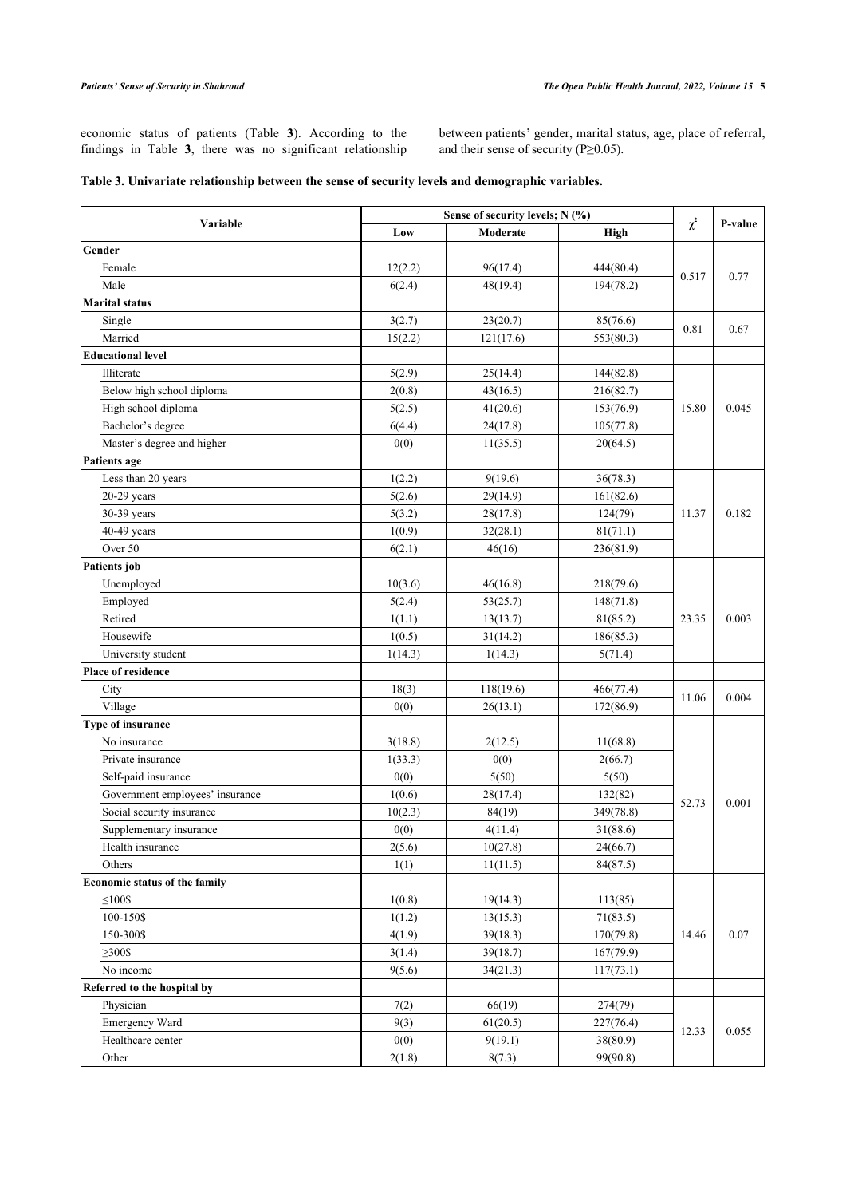economic status of patients (Table **3**). According to the findings in Table **3**, there was no significant relationship between patients' gender, marital status, age, place of referral, and their sense of security (P≥0.05).

**Table 3. Univariate relationship between the sense of security levels and demographic variables.**

| Variable | Sense of security levels; N (%) | | | $\chi^2$ | P-value |
|---|---|---|---|---|---|
| | Low | Moderate | High | | |
| **Gender** | | | | | |
| Female | 12(2.2) | 96(17.4) | 444(80.4) | 0.517 | 0.77 |
| Male | 6(2.4) | 48(19.4) | 194(78.2) | | |
| **Marital status** | | | | | |
| Single | 3(2.7) | 23(20.7) | 85(76.6) | 0.81 | 0.67 |
| Married | 15(2.2) | 121(17.6) | 553(80.3) | | |
| **Educational level** | | | | | |
| Illiterate | 5(2.9) | 25(14.4) | 144(82.8) | 15.80 | 0.045 |
| Below high school diploma | 2(0.8) | 43(16.5) | 216(82.7) | | |
| High school diploma | 5(2.5) | 41(20.6) | 153(76.9) | | |
| Bachelor's degree | 6(4.4) | 24(17.8) | 105(77.8) | | |
| Master's degree and higher | 0(0) | 11(35.5) | 20(64.5) | | |
| **Patients age** | | | | | |
| Less than 20 years | 1(2.2) | 9(19.6) | 36(78.3) | 11.37 | 0.182 |
| 20-29 years | 5(2.6) | 29(14.9) | 161(82.6) | | |
| 30-39 years | 5(3.2) | 28(17.8) | 124(79) | | |
| 40-49 years | 1(0.9) | 32(28.1) | 81(71.1) | | |
| Over 50 | 6(2.1) | 46(16) | 236(81.9) | | |
| **Patients job** | | | | | |
| Unemployed | 10(3.6) | 46(16.8) | 218(79.6) | 23.35 | 0.003 |
| Employed | 5(2.4) | 53(25.7) | 148(71.8) | | |
| Retired | 1(1.1) | 13(13.7) | 81(85.2) | | |
| Housewife | 1(0.5) | 31(14.2) | 186(85.3) | | |
| University student | 1(14.3) | 1(14.3) | 5(71.4) | | |
| **Place of residence** | | | | | |
| City | 18(3) | 118(19.6) | 466(77.4) | 11.06 | 0.004 |
| Village | 0(0) | 26(13.1) | 172(86.9) | | |
| **Type of insurance** | | | | | |
| No insurance | 3(18.8) | 2(12.5) | 11(68.8) | 52.73 | 0.001 |
| Private insurance | 1(33.3) | 0(0) | 2(66.7) | | |
| Self-paid insurance | 0(0) | 5(50) | 5(50) | | |
| Government employees' insurance | 1(0.6) | 28(17.4) | 132(82) | | |
| Social security insurance | 10(2.3) | 84(19) | 349(78.8) | | |
| Supplementary insurance | 0(0) | 4(11.4) | 31(88.6) | | |
| Health insurance | 2(5.6) | 10(27.8) | 24(66.7) | | |
| Others | 1(1) | 11(11.5) | 84(87.5) | | |
| **Economic status of the family** | | | | | |
| ≤100$ | 1(0.8) | 19(14.3) | 113(85) | 14.46 | 0.07 |
| 100-150$ | 1(1.2) | 13(15.3) | 71(83.5) | | |
| 150-300$ | 4(1.9) | 39(18.3) | 170(79.8) | | |
| ≥300$ | 3(1.4) | 39(18.7) | 167(79.9) | | |
| No income | 9(5.6) | 34(21.3) | 117(73.1) | | |
| **Referred to the hospital by** | | | | | |
| Physician | 7(2) | 66(19) | 274(79) | 12.33 | 0.055 |
| Emergency Ward | 9(3) | 61(20.5) | 227(76.4) | | |
| Healthcare center | 0(0) | 9(19.1) | 38(80.9) | | |
| Other | 2(1.8) | 8(7.3) | 99(90.8) | | |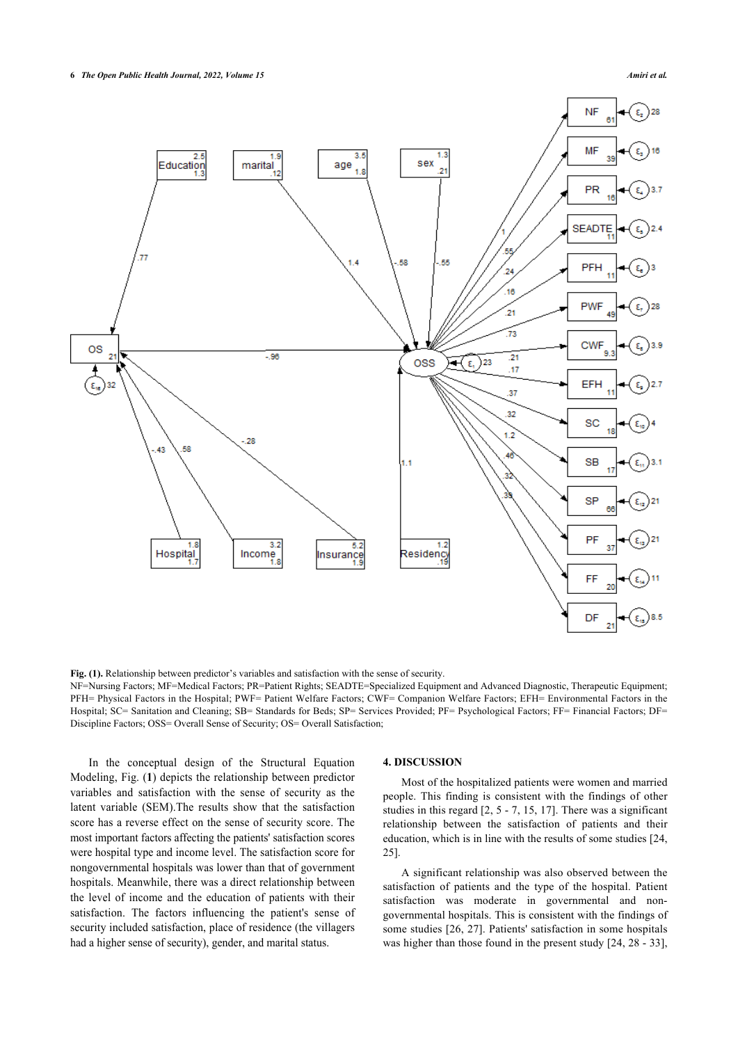Education 2.5 1.3

marital 1.9 .12

age 3.5 1.8

sex 1.3 .21

.77

1.4

-.58

-.55

OS 21

-.96

OSS

$\varepsilon_1$ 23

$\varepsilon_{16}$ 32

-.43

.58

-.28

1.1

Hospital 1.8 1.7

Income 3.2 1.8

Insurance 5.2 1.9

Residency 1.2 .19

1

.55

.24

.16

.21

.73

.21

.17

.37

.32

1.2

.46

.32

.39

NF 61 $\varepsilon_2$ 28

MF 39 $\varepsilon_3$ 16

PR 16 $\varepsilon_4$ 3.7

SEADTE 11 $\varepsilon_5$ 2.4

PFH 11 $\varepsilon_6$ 3

PWF 49 $\varepsilon_7$ 28

CWF 9.3 $\varepsilon_8$ 3.9

EFH 11 $\varepsilon_9$ 2.7

SC 18 $\varepsilon_{10}$ 4

SB 17 $\varepsilon_{11}$ 3.1

SP 66 $\varepsilon_{12}$ 21

PF 37 $\varepsilon_{13}$ 21

FF 20 $\varepsilon_{14}$ 11

DF 21 $\varepsilon_{15}$ 8.5

**Fig. (1).** Relationship between predictor's variables and satisfaction with the sense of security.
NF=Nursing Factors; MF=Medical Factors; PR=Patient Rights; SEADTE=Specialized Equipment and Advanced Diagnostic, Therapeutic Equipment; PFH= Physical Factors in the Hospital; PWF= Patient Welfare Factors; CWF= Companion Welfare Factors; EFH= Environmental Factors in the Hospital; SC= Sanitation and Cleaning; SB= Standards for Beds; SP= Services Provided; PF= Psychological Factors; FF= Financial Factors; DF= Discipline Factors; OSS= Overall Sense of Security; OS= Overall Satisfaction;

In the conceptual design of the Structural Equation Modeling, Fig. (**1**) depicts the relationship between predictor variables and satisfaction with the sense of security as the latent variable (SEM).The results show that the satisfaction score has a reverse effect on the sense of security score. The most important factors affecting the patients' satisfaction scores were hospital type and income level. The satisfaction score for nongovernmental hospitals was lower than that of government hospitals. Meanwhile, there was a direct relationship between the level of income and the education of patients with their satisfaction. The factors influencing the patient's sense of security included satisfaction, place of residence (the villagers had a higher sense of security), gender, and marital status.

## 4. DISCUSSION

Most of the hospitalized patients were women and married people. This finding is consistent with the findings of other studies in this regard [2, 5 - 7, 15, 17]. There was a significant relationship between the satisfaction of patients and their education, which is in line with the results of some studies [24, 25].

A significant relationship was also observed between the satisfaction of patients and the type of the hospital. Patient satisfaction was moderate in governmental and non-governmental hospitals. This is consistent with the findings of some studies [26, 27]. Patients' satisfaction in some hospitals was higher than those found in the present study [24, 28 - 33],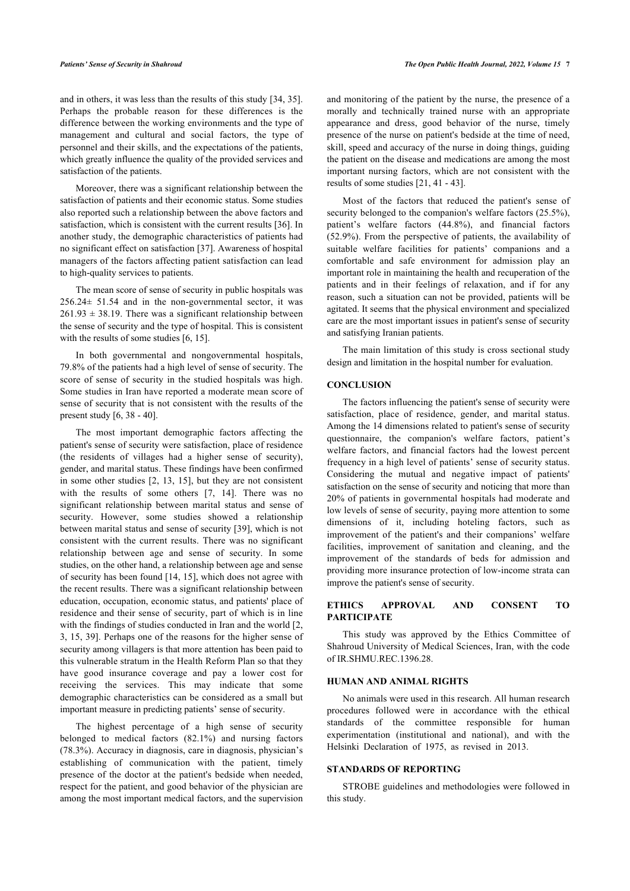and in others, it was less than the results of this study [34, 35]. Perhaps the probable reason for these differences is the difference between the working environments and the type of management and cultural and social factors, the type of personnel and their skills, and the expectations of the patients, which greatly influence the quality of the provided services and satisfaction of the patients.

Moreover, there was a significant relationship between the satisfaction of patients and their economic status. Some studies also reported such a relationship between the above factors and satisfaction, which is consistent with the current results [36]. In another study, the demographic characteristics of patients had no significant effect on satisfaction [37]. Awareness of hospital managers of the factors affecting patient satisfaction can lead to high-quality services to patients.

The mean score of sense of security in public hospitals was 256.24± 51.54 and in the non-governmental sector, it was 261.93 ± 38.19. There was a significant relationship between the sense of security and the type of hospital. This is consistent with the results of some studies [6, 15].

In both governmental and nongovernmental hospitals, 79.8% of the patients had a high level of sense of security. The score of sense of security in the studied hospitals was high. Some studies in Iran have reported a moderate mean score of sense of security that is not consistent with the results of the present study [6, 38 - 40].

The most important demographic factors affecting the patient's sense of security were satisfaction, place of residence (the residents of villages had a higher sense of security), gender, and marital status. These findings have been confirmed in some other studies [2, 13, 15], but they are not consistent with the results of some others [7, 14]. There was no significant relationship between marital status and sense of security. However, some studies showed a relationship between marital status and sense of security [39], which is not consistent with the current results. There was no significant relationship between age and sense of security. In some studies, on the other hand, a relationship between age and sense of security has been found [14, 15], which does not agree with the recent results. There was a significant relationship between education, occupation, economic status, and patients' place of residence and their sense of security, part of which is in line with the findings of studies conducted in Iran and the world [2, 3, 15, 39]. Perhaps one of the reasons for the higher sense of security among villagers is that more attention has been paid to this vulnerable stratum in the Health Reform Plan so that they have good insurance coverage and pay a lower cost for receiving the services. This may indicate that some demographic characteristics can be considered as a small but important measure in predicting patients' sense of security.

The highest percentage of a high sense of security belonged to medical factors (82.1%) and nursing factors (78.3%). Accuracy in diagnosis, care in diagnosis, physician's establishing of communication with the patient, timely presence of the doctor at the patient's bedside when needed, respect for the patient, and good behavior of the physician are among the most important medical factors, and the supervision and monitoring of the patient by the nurse, the presence of a morally and technically trained nurse with an appropriate appearance and dress, good behavior of the nurse, timely presence of the nurse on patient's bedside at the time of need, skill, speed and accuracy of the nurse in doing things, guiding the patient on the disease and medications are among the most important nursing factors, which are not consistent with the results of some studies [21, 41 - 43].

Most of the factors that reduced the patient's sense of security belonged to the companion's welfare factors (25.5%), patient's welfare factors (44.8%), and financial factors (52.9%). From the perspective of patients, the availability of suitable welfare facilities for patients' companions and a comfortable and safe environment for admission play an important role in maintaining the health and recuperation of the patients and in their feelings of relaxation, and if for any reason, such a situation can not be provided, patients will be agitated. It seems that the physical environment and specialized care are the most important issues in patient's sense of security and satisfying Iranian patients.

The main limitation of this study is cross sectional study design and limitation in the hospital number for evaluation.

## CONCLUSION

The factors influencing the patient's sense of security were satisfaction, place of residence, gender, and marital status. Among the 14 dimensions related to patient's sense of security questionnaire, the companion's welfare factors, patient's welfare factors, and financial factors had the lowest percent frequency in a high level of patients' sense of security status. Considering the mutual and negative impact of patients' satisfaction on the sense of security and noticing that more than 20% of patients in governmental hospitals had moderate and low levels of sense of security, paying more attention to some dimensions of it, including hoteling factors, such as improvement of the patient's and their companions' welfare facilities, improvement of sanitation and cleaning, and the improvement of the standards of beds for admission and providing more insurance protection of low-income strata can improve the patient's sense of security.

## ETHICS APPROVAL AND CONSENT TO PARTICIPATE

This study was approved by the Ethics Committee of Shahroud University of Medical Sciences, Iran, with the code of IR.SHMU.REC.1396.28.

## HUMAN AND ANIMAL RIGHTS

No animals were used in this research. All human research procedures followed were in accordance with the ethical standards of the committee responsible for human experimentation (institutional and national), and with the Helsinki Declaration of 1975, as revised in 2013.

## STANDARDS OF REPORTING

STROBE guidelines and methodologies were followed in this study.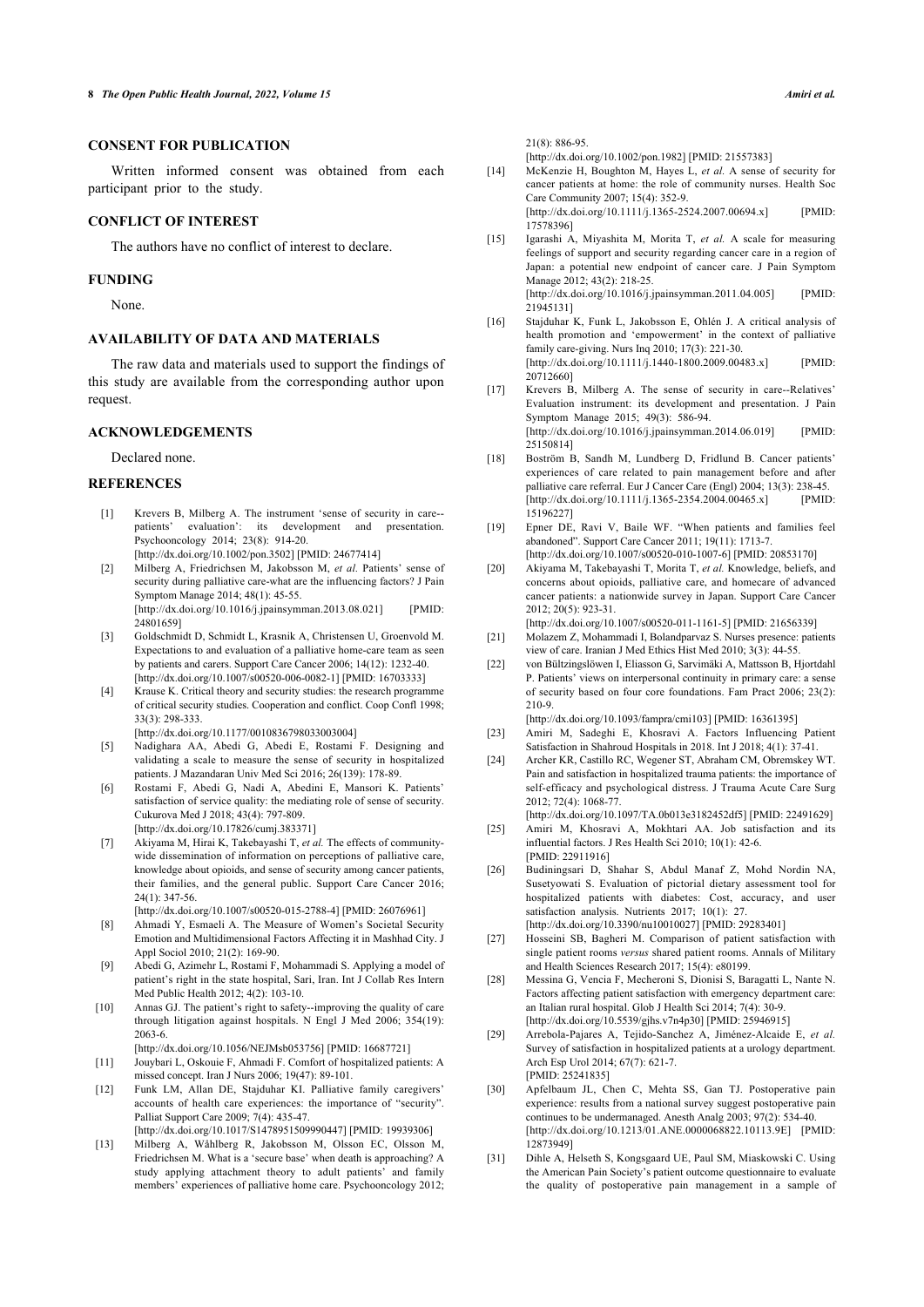## CONSENT FOR PUBLICATION

Written informed consent was obtained from each participant prior to the study.

## CONFLICT OF INTEREST

The authors have no conflict of interest to declare.

## FUNDING

None.

## AVAILABILITY OF DATA AND MATERIALS

The raw data and materials used to support the findings of this study are available from the corresponding author upon request.

## ACKNOWLEDGEMENTS

Declared none.

## REFERENCES

[1] Krevers B, Milberg A. The instrument 'sense of security in care--patients' evaluation': its development and presentation. Psychooncology 2014; 23(8): 914-20. [http://dx.doi.org/10.1002/pon.3502] [PMID: 24677414]

[2] Milberg A, Friedrichsen M, Jakobsson M, *et al.* Patients' sense of security during palliative care-what are the influencing factors? J Pain Symptom Manage 2014; 48(1): 45-55. [http://dx.doi.org/10.1016/j.jpainsymman.2013.08.021] [PMID: 24801659]

[3] Goldschmidt D, Schmidt L, Krasnik A, Christensen U, Groenvold M. Expectations to and evaluation of a palliative home-care team as seen by patients and carers. Support Care Cancer 2006; 14(12): 1232-40. [http://dx.doi.org/10.1007/s00520-006-0082-1] [PMID: 16703333]

[4] Krause K. Critical theory and security studies: the research programme of critical security studies. Cooperation and conflict. Coop Confl 1998; 33(3): 298-333. [http://dx.doi.org/10.1177/0010836798033003004]

[5] Nadighara AA, Abedi G, Abedi E, Rostami F. Designing and validating a scale to measure the sense of security in hospitalized patients. J Mazandaran Univ Med Sci 2016; 26(139): 178-89.

[6] Rostami F, Abedi G, Nadi A, Abedini E, Mansori K. Patients' satisfaction of service quality: the mediating role of sense of security. Cukurova Med J 2018; 43(4): 797-809. [http://dx.doi.org/10.17826/cumj.383371]

[7] Akiyama M, Hirai K, Takebayashi T, *et al.* The effects of community-wide dissemination of information on perceptions of palliative care, knowledge about opioids, and sense of security among cancer patients, their families, and the general public. Support Care Cancer 2016; 24(1): 347-56. [http://dx.doi.org/10.1007/s00520-015-2788-4] [PMID: 26076961]

[8] Ahmadi Y, Esmaeli A. The Measure of Women's Societal Security Emotion and Multidimensional Factors Affecting it in Mashhad City. J Appl Sociol 2010; 21(2): 169-90.

[9] Abedi G, Azimehr L, Rostami F, Mohammadi S. Applying a model of patient's right in the state hospital, Sari, Iran. Int J Collab Res Intern Med Public Health 2012; 4(2): 103-10.

[10] Annas GJ. The patient's right to safety--improving the quality of care through litigation against hospitals. N Engl J Med 2006; 354(19): 2063-6. [http://dx.doi.org/10.1056/NEJMsb053756] [PMID: 16687721]

[11] Jouybari L, Oskouie F, Ahmadi F. Comfort of hospitalized patients: A missed concept. Iran J Nurs 2006; 19(47): 89-101.

[12] Funk LM, Allan DE, Stajduhar KI. Palliative family caregivers' accounts of health care experiences: the importance of "security". Palliat Support Care 2009; 7(4): 435-47. [http://dx.doi.org/10.1017/S1478951509990447] [PMID: 19939306]

[13] Milberg A, Wåhlberg R, Jakobsson M, Olsson EC, Olsson M, Friedrichsen M. What is a 'secure base' when death is approaching? A study applying attachment theory to adult patients' and family members' experiences of palliative home care. Psychooncology 2012; 21(8): 886-95. [http://dx.doi.org/10.1002/pon.1982] [PMID: 21557383]

[14] McKenzie H, Boughton M, Hayes L, *et al.* A sense of security for cancer patients at home: the role of community nurses. Health Soc Care Community 2007; 15(4): 352-9. [http://dx.doi.org/10.1111/j.1365-2524.2007.00694.x] [PMID: 17578396]

[15] Igarashi A, Miyashita M, Morita T, *et al.* A scale for measuring feelings of support and security regarding cancer care in a region of Japan: a potential new endpoint of cancer care. J Pain Symptom Manage 2012; 43(2): 218-25. [http://dx.doi.org/10.1016/j.jpainsymman.2011.04.005] [PMID: 21945131]

[16] Stajduhar K, Funk L, Jakobsson E, Ohlén J. A critical analysis of health promotion and 'empowerment' in the context of palliative family care-giving. Nurs Inq 2010; 17(3): 221-30. [http://dx.doi.org/10.1111/j.1440-1800.2009.00483.x] [PMID: 20712660]

[17] Krevers B, Milberg A. The sense of security in care--Relatives' Evaluation instrument: its development and presentation. J Pain Symptom Manage 2015; 49(3): 586-94. [http://dx.doi.org/10.1016/j.jpainsymman.2014.06.019] [PMID: 25150814]

[18] Boström B, Sandh M, Lundberg D, Fridlund B. Cancer patients' experiences of care related to pain management before and after palliative care referral. Eur J Cancer Care (Engl) 2004; 13(3): 238-45. [http://dx.doi.org/10.1111/j.1365-2354.2004.00465.x] [PMID: 15196227]

[19] Epner DE, Ravi V, Baile WF. "When patients and families feel abandoned". Support Care Cancer 2011; 19(11): 1713-7. [http://dx.doi.org/10.1007/s00520-010-1007-6] [PMID: 20853170]

[20] Akiyama M, Takebayashi T, Morita T, *et al.* Knowledge, beliefs, and concerns about opioids, palliative care, and homecare of advanced cancer patients: a nationwide survey in Japan. Support Care Cancer 2012; 20(5): 923-31. [http://dx.doi.org/10.1007/s00520-011-1161-5] [PMID: 21656339]

[21] Molazem Z, Mohammadi I, Bolandparvaz S. Nurses presence: patients view of care. Iranian J Med Ethics Hist Med 2010; 3(3): 44-55.

[22] von Bültzingslöwen I, Eliasson G, Sarvimäki A, Mattsson B, Hjortdahl P. Patients' views on interpersonal continuity in primary care: a sense of security based on four core foundations. Fam Pract 2006; 23(2): 210-9. [http://dx.doi.org/10.1093/fampra/cmi103] [PMID: 16361395]

[23] Amiri M, Sadeghi E, Khosravi A. Factors Influencing Patient Satisfaction in Shahroud Hospitals in 2018. Int J 2018; 4(1): 37-41.

[24] Archer KR, Castillo RC, Wegener ST, Abraham CM, Obremskey WT. Pain and satisfaction in hospitalized trauma patients: the importance of self-efficacy and psychological distress. J Trauma Acute Care Surg 2012; 72(4): 1068-77. [http://dx.doi.org/10.1097/TA.0b013e3182452df5] [PMID: 22491629]

[25] Amiri M, Khosravi A, Mokhtari AA. Job satisfaction and its influential factors. J Res Health Sci 2010; 10(1): 42-6. [PMID: 22911916]

[26] Budiningsari D, Shahar S, Abdul Manaf Z, Mohd Nordin NA, Susetyowati S. Evaluation of pictorial dietary assessment tool for hospitalized patients with diabetes: Cost, accuracy, and user satisfaction analysis. Nutrients 2017; 10(1): 27. [http://dx.doi.org/10.3390/nu10010027] [PMID: 29283401]

[27] Hosseini SB, Bagheri M. Comparison of patient satisfaction with single patient rooms *versus* shared patient rooms. Annals of Military and Health Sciences Research 2017; 15(4): e80199.

[28] Messina G, Vencia F, Mecheroni S, Dionisi S, Baragatti L, Nante N. Factors affecting patient satisfaction with emergency department care: an Italian rural hospital. Glob J Health Sci 2014; 7(4): 30-9. [http://dx.doi.org/10.5539/gjhs.v7n4p30] [PMID: 25946915]

[29] Arrebola-Pajares A, Tejido-Sanchez A, Jiménez-Alcaide E, *et al.* Survey of satisfaction in hospitalized patients at a urology department. Arch Esp Urol 2014; 67(7): 621-7. [PMID: 25241835]

[30] Apfelbaum JL, Chen C, Mehta SS, Gan TJ. Postoperative pain experience: results from a national survey suggest postoperative pain continues to be undermanaged. Anesth Analg 2003; 97(2): 534-40. [http://dx.doi.org/10.1213/01.ANE.0000068822.10113.9E] [PMID: 12873949]

[31] Dihle A, Helseth S, Kongsgaard UE, Paul SM, Miaskowski C. Using the American Pain Society's patient outcome questionnaire to evaluate the quality of postoperative pain management in a sample of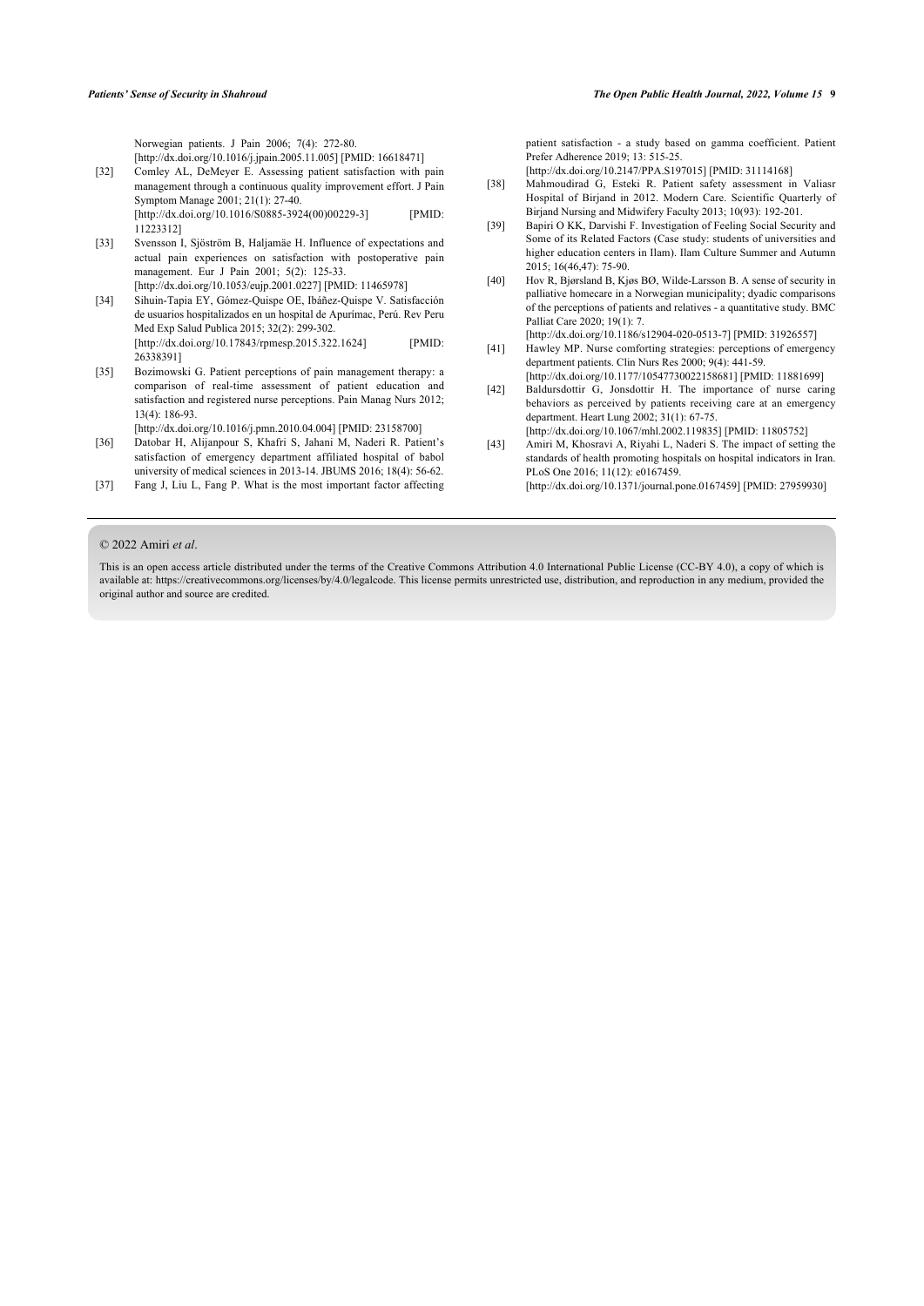Norwegian patients. J Pain 2006; 7(4): 272-80.
[http://dx.doi.org/10.1016/j.jpain.2005.11.005] [PMID: 16618471]

[32] Comley AL, DeMeyer E. Assessing patient satisfaction with pain management through a continuous quality improvement effort. J Pain Symptom Manage 2001; 21(1): 27-40.
[http://dx.doi.org/10.1016/S0885-3924(00)00229-3] [PMID: 11223312]

[33] Svensson I, Sjöström B, Haljamäe H. Influence of expectations and actual pain experiences on satisfaction with postoperative pain management. Eur J Pain 2001; 5(2): 125-33.
[http://dx.doi.org/10.1053/eujp.2001.0227] [PMID: 11465978]

[34] Sihuin-Tapia EY, Gómez-Quispe OE, Ibáñez-Quispe V. Satisfacción de usuarios hospitalizados en un hospital de Apurímac, Perú. Rev Peru Med Exp Salud Publica 2015; 32(2): 299-302.
[http://dx.doi.org/10.17843/rpmesp.2015.322.1624] [PMID: 26338391]

[35] Bozimowski G. Patient perceptions of pain management therapy: a comparison of real-time assessment of patient education and satisfaction and registered nurse perceptions. Pain Manag Nurs 2012; 13(4): 186-93.
[http://dx.doi.org/10.1016/j.pmn.2010.04.004] [PMID: 23158700]

[36] Datobar H, Alijanpour S, Khafri S, Jahani M, Naderi R. Patient's satisfaction of emergency department affiliated hospital of babol university of medical sciences in 2013-14. JBUMS 2016; 18(4): 56-62.

[37] Fang J, Liu L, Fang P. What is the most important factor affecting patient satisfaction - a study based on gamma coefficient. Patient Prefer Adherence 2019; 13: 515-25.
[http://dx.doi.org/10.2147/PPA.S197015] [PMID: 31114168]

[38] Mahmoudirad G, Esteki R. Patient safety assessment in Valiasr Hospital of Birjand in 2012. Modern Care. Scientific Quarterly of Birjand Nursing and Midwifery Faculty 2013; 10(93): 192-201.

[39] Bapiri O KK, Darvishi F. Investigation of Feeling Social Security and Some of its Related Factors (Case study: students of universities and higher education centers in Ilam). Ilam Culture Summer and Autumn 2015; 16(46,47): 75-90.

[40] Hov R, Bjørsland B, Kjøs BØ, Wilde-Larsson B. A sense of security in palliative homecare in a Norwegian municipality; dyadic comparisons of the perceptions of patients and relatives - a quantitative study. BMC Palliat Care 2020; 19(1): 7.
[http://dx.doi.org/10.1186/s12904-020-0513-7] [PMID: 31926557]

[41] Hawley MP. Nurse comforting strategies: perceptions of emergency department patients. Clin Nurs Res 2000; 9(4): 441-59.
[http://dx.doi.org/10.1177/10547730022158681] [PMID: 11881699]

[42] Baldursdottir G, Jonsdottir H. The importance of nurse caring behaviors as perceived by patients receiving care at an emergency department. Heart Lung 2002; 31(1): 67-75.
[http://dx.doi.org/10.1067/mhl.2002.119835] [PMID: 11805752]

[43] Amiri M, Khosravi A, Riyahi L, Naderi S. The impact of setting the standards of health promoting hospitals on hospital indicators in Iran. PLoS One 2016; 11(12): e0167459.
[http://dx.doi.org/10.1371/journal.pone.0167459] [PMID: 27959930]

© 2022 Amiri *et al*.

This is an open access article distributed under the terms of the Creative Commons Attribution 4.0 International Public License (CC-BY 4.0), a copy of which is available at: https://creativecommons.org/licenses/by/4.0/legalcode. This license permits unrestricted use, distribution, and reproduction in any medium, provided the original author and source are credited.